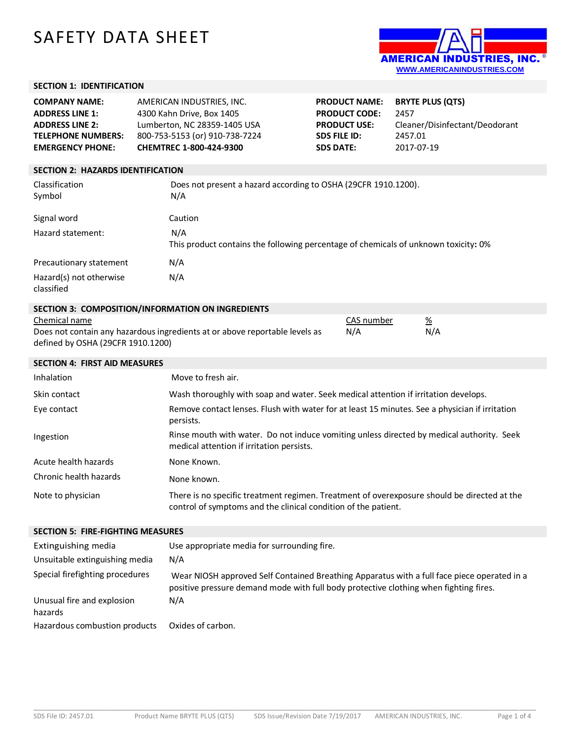# SAFETY DATA SHEET

AMERICAN INDUSTRIES, INC.®
WWW.AMERICANINDUSTRIES.COM

## SECTION 1: IDENTIFICATION

| | | | |
|---|---|---|---|
| **COMPANY NAME:** | AMERICAN INDUSTRIES, INC. | **PRODUCT NAME:** | **BRYTE PLUS (QTS)** |
| **ADDRESS LINE 1:** | 4300 Kahn Drive, Box 1405 | **PRODUCT CODE:** | 2457 |
| **ADDRESS LINE 2:** | Lumberton, NC 28359-1405 USA | **PRODUCT USE:** | Cleaner/Disinfectant/Deodorant |
| **TELEPHONE NUMBERS:** | 800-753-5153 (or) 910-738-7224 | **SDS FILE ID:** | 2457.01 |
| **EMERGENCY PHONE:** | **CHEMTREC 1-800-424-9300** | **SDS DATE:** | 2017-07-19 |

## SECTION 2: HAZARDS IDENTIFICATION

| | |
|---|---|
| Classification | Does not present a hazard according to OSHA (29CFR 1910.1200). |
| Symbol | N/A |
| Signal word | Caution |
| Hazard statement: | N/A<br>This product contains the following percentage of chemicals of unknown toxicity**:** 0% |
| Precautionary statement | N/A |
| Hazard(s) not otherwise classified | N/A |

## SECTION 3: COMPOSITION/INFORMATION ON INGREDIENTS

| Chemical name | CAS number | % |
|---|---|---|
| Does not contain any hazardous ingredients at or above reportable levels as defined by OSHA (29CFR 1910.1200) | N/A | N/A |

## SECTION 4: FIRST AID MEASURES

| | |
|---|---|
| Inhalation | Move to fresh air. |
| Skin contact | Wash thoroughly with soap and water. Seek medical attention if irritation develops. |
| Eye contact | Remove contact lenses. Flush with water for at least 15 minutes. See a physician if irritation persists. |
| Ingestion | Rinse mouth with water. Do not induce vomiting unless directed by medical authority. Seek medical attention if irritation persists. |
| Acute health hazards | None Known. |
| Chronic health hazards | None known. |
| Note to physician | There is no specific treatment regimen. Treatment of overexposure should be directed at the control of symptoms and the clinical condition of the patient. |

## SECTION 5: FIRE-FIGHTING MEASURES

| | |
|---|---|
| Extinguishing media | Use appropriate media for surrounding fire. |
| Unsuitable extinguishing media | N/A |
| Special firefighting procedures | Wear NIOSH approved Self Contained Breathing Apparatus with a full face piece operated in a positive pressure demand mode with full body protective clothing when fighting fires. |
| Unusual fire and explosion hazards | N/A |
| Hazardous combustion products | Oxides of carbon. |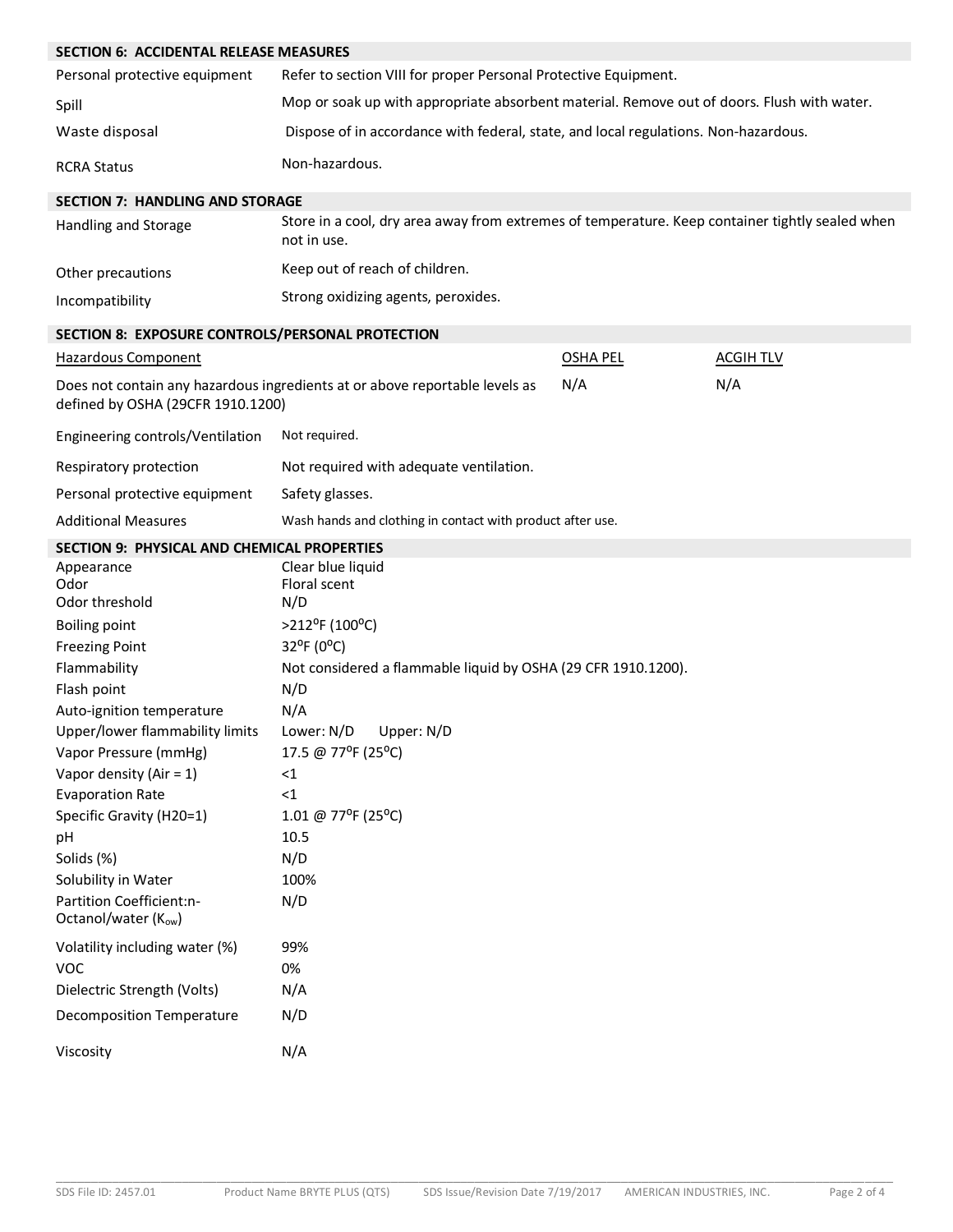## SECTION 6: ACCIDENTAL RELEASE MEASURES

| | |
|---|---|
| Personal protective equipment | Refer to section VIII for proper Personal Protective Equipment. |
| Spill | Mop or soak up with appropriate absorbent material. Remove out of doors. Flush with water. |
| Waste disposal | Dispose of in accordance with federal, state, and local regulations. Non-hazardous. |
| RCRA Status | Non-hazardous. |

## SECTION 7: HANDLING AND STORAGE

| | |
|---|---|
| Handling and Storage | Store in a cool, dry area away from extremes of temperature. Keep container tightly sealed when not in use. |
| Other precautions | Keep out of reach of children. |
| Incompatibility | Strong oxidizing agents, peroxides. |

## SECTION 8: EXPOSURE CONTROLS/PERSONAL PROTECTION

| Hazardous Component | OSHA PEL | ACGIH TLV |
|---|---|---|
| Does not contain any hazardous ingredients at or above reportable levels as defined by OSHA (29CFR 1910.1200) | N/A | N/A |

| | |
|---|---|
| Engineering controls/Ventilation | Not required. |
| Respiratory protection | Not required with adequate ventilation. |
| Personal protective equipment | Safety glasses. |
| Additional Measures | Wash hands and clothing in contact with product after use. |

## SECTION 9: PHYSICAL AND CHEMICAL PROPERTIES

| | |
|---|---|
| Appearance | Clear blue liquid |
| Odor | Floral scent |
| Odor threshold | N/D |
| Boiling point | >212°F (100°C) |
| Freezing Point | 32°F (0°C) |
| Flammability | Not considered a flammable liquid by OSHA (29 CFR 1910.1200). |
| Flash point | N/D |
| Auto-ignition temperature | N/A |
| Upper/lower flammability limits | Lower: N/D Upper: N/D |
| Vapor Pressure (mmHg) | 17.5 @ 77°F (25°C) |
| Vapor density (Air = 1) | <1 |
| Evaporation Rate | <1 |
| Specific Gravity (H20=1) | 1.01 @ 77°F (25°C) |
| pH | 10.5 |
| Solids (%) | N/D |
| Solubility in Water | 100% |
| Partition Coefficient:n-Octanol/water ($K_{ow}$) | N/D |
| Volatility including water (%) | 99% |
| VOC | 0% |
| Dielectric Strength (Volts) | N/A |
| Decomposition Temperature | N/D |
| Viscosity | N/A |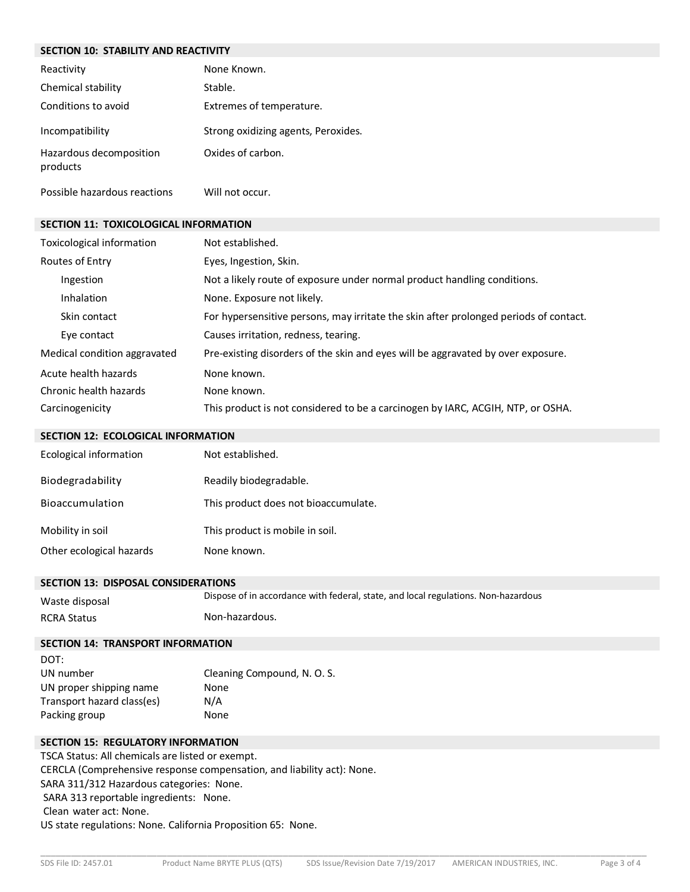## SECTION 10: STABILITY AND REACTIVITY

| | |
|---|---|
| Reactivity | None Known. |
| Chemical stability | Stable. |
| Conditions to avoid | Extremes of temperature. |
| Incompatibility | Strong oxidizing agents, Peroxides. |
| Hazardous decomposition products | Oxides of carbon. |
| Possible hazardous reactions | Will not occur. |

## SECTION 11: TOXICOLOGICAL INFORMATION

| | |
|---|---|
| Toxicological information | Not established. |
| Routes of Entry | Eyes, Ingestion, Skin. |
| Ingestion | Not a likely route of exposure under normal product handling conditions. |
| Inhalation | None. Exposure not likely. |
| Skin contact | For hypersensitive persons, may irritate the skin after prolonged periods of contact. |
| Eye contact | Causes irritation, redness, tearing. |
| Medical condition aggravated | Pre-existing disorders of the skin and eyes will be aggravated by over exposure. |
| Acute health hazards | None known. |
| Chronic health hazards | None known. |
| Carcinogenicity | This product is not considered to be a carcinogen by IARC, ACGIH, NTP, or OSHA. |

## SECTION 12: ECOLOGICAL INFORMATION

| | |
|---|---|
| Ecological information | Not established. |
| Biodegradability | Readily biodegradable. |
| Bioaccumulation | This product does not bioaccumulate. |
| Mobility in soil | This product is mobile in soil. |
| Other ecological hazards | None known. |

## SECTION 13: DISPOSAL CONSIDERATIONS

| | |
|---|---|
| Waste disposal | Dispose of in accordance with federal, state, and local regulations. Non-hazardous |
| RCRA Status | Non-hazardous. |

## SECTION 14: TRANSPORT INFORMATION

DOT:

| | |
|---|---|
| UN number | Cleaning Compound, N. O. S. |
| UN proper shipping name | None |
| Transport hazard class(es) | N/A |
| Packing group | None |

## SECTION 15: REGULATORY INFORMATION

TSCA Status: All chemicals are listed or exempt.
CERCLA (Comprehensive response compensation, and liability act): None.
SARA 311/312 Hazardous categories: None.
SARA 313 reportable ingredients: None.
Clean water act: None.
US state regulations: None. California Proposition 65: None.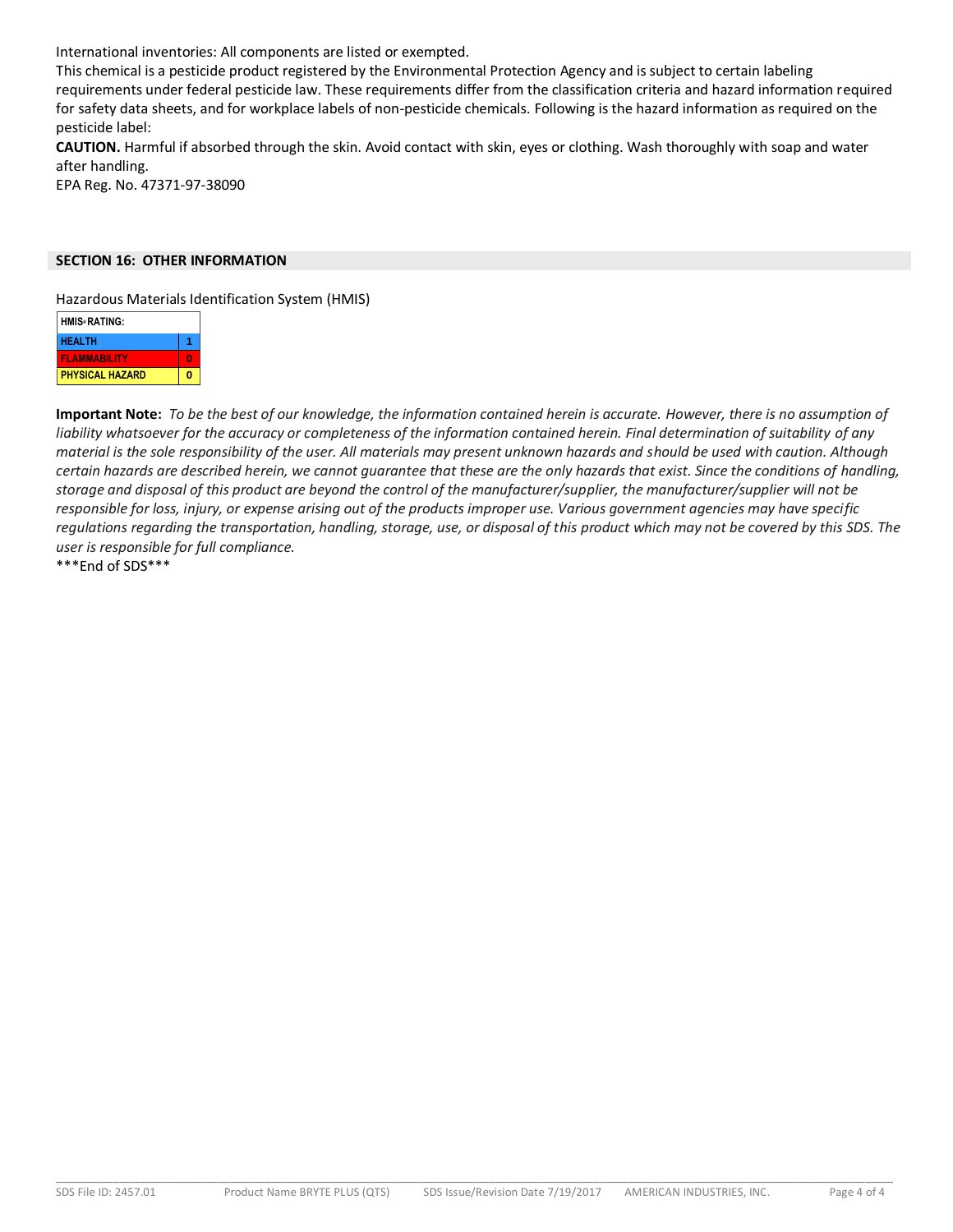International inventories: All components are listed or exempted.
This chemical is a pesticide product registered by the Environmental Protection Agency and is subject to certain labeling requirements under federal pesticide law. These requirements differ from the classification criteria and hazard information required for safety data sheets, and for workplace labels of non-pesticide chemicals. Following is the hazard information as required on the pesticide label:
**CAUTION.** Harmful if absorbed through the skin. Avoid contact with skin, eyes or clothing. Wash thoroughly with soap and water after handling.
EPA Reg. No. 47371-97-38090

## SECTION 16: OTHER INFORMATION

Hazardous Materials Identification System (HMIS)

| HMIS® RATING: | |
|---|---|
| HEALTH | 1 |
| FLAMMABILITY | 0 |
| PHYSICAL HAZARD | 0 |

**Important Note:** *To be the best of our knowledge, the information contained herein is accurate. However, there is no assumption of liability whatsoever for the accuracy or completeness of the information contained herein. Final determination of suitability of any material is the sole responsibility of the user. All materials may present unknown hazards and should be used with caution. Although certain hazards are described herein, we cannot guarantee that these are the only hazards that exist. Since the conditions of handling, storage and disposal of this product are beyond the control of the manufacturer/supplier, the manufacturer/supplier will not be responsible for loss, injury, or expense arising out of the products improper use. Various government agencies may have specific regulations regarding the transportation, handling, storage, use, or disposal of this product which may not be covered by this SDS. The user is responsible for full compliance.*
***End of SDS***